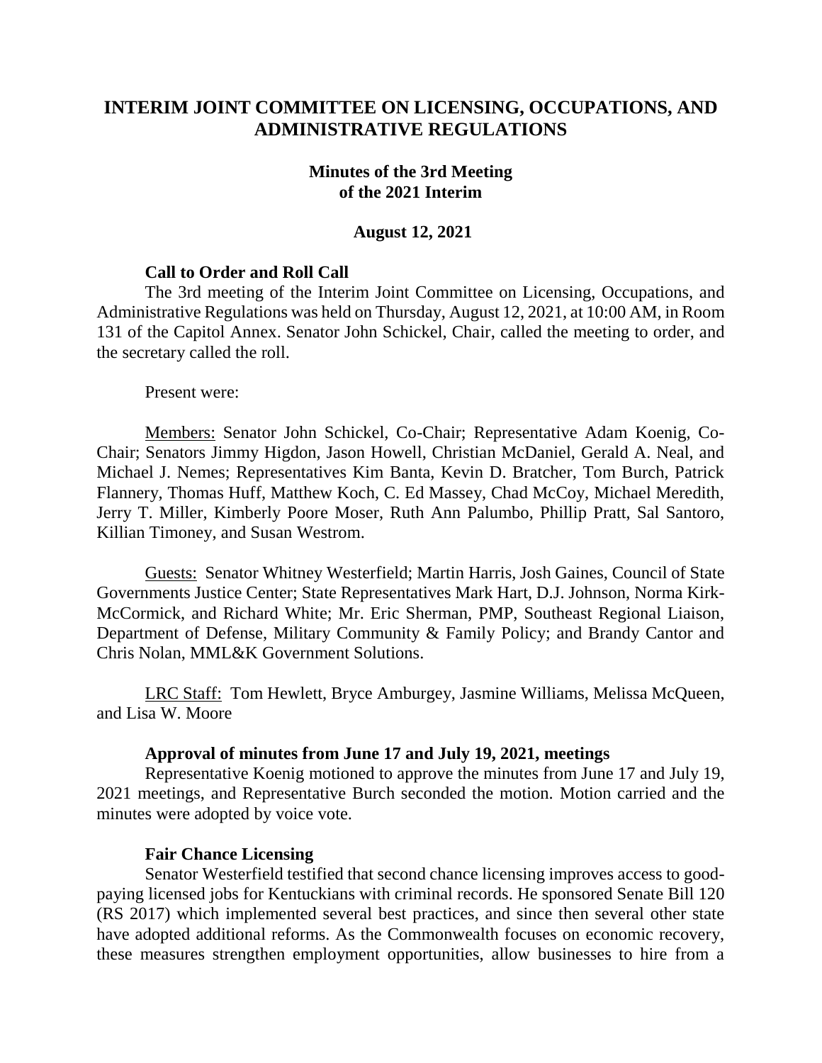# INTERIM JOINT COMMITTEE ON LICENSING, OCCUPATIONS, AND ADMINISTRATIVE REGULATIONS

## Minutes of the 3rd Meeting of the 2021 Interim

### August 12, 2021

**Call to Order and Roll Call**

The 3rd meeting of the Interim Joint Committee on Licensing, Occupations, and Administrative Regulations was held on Thursday, August 12, 2021, at 10:00 AM, in Room 131 of the Capitol Annex. Senator John Schickel, Chair, called the meeting to order, and the secretary called the roll.

Present were:

Members: Senator John Schickel, Co-Chair; Representative Adam Koenig, Co-Chair; Senators Jimmy Higdon, Jason Howell, Christian McDaniel, Gerald A. Neal, and Michael J. Nemes; Representatives Kim Banta, Kevin D. Bratcher, Tom Burch, Patrick Flannery, Thomas Huff, Matthew Koch, C. Ed Massey, Chad McCoy, Michael Meredith, Jerry T. Miller, Kimberly Poore Moser, Ruth Ann Palumbo, Phillip Pratt, Sal Santoro, Killian Timoney, and Susan Westrom.

Guests: Senator Whitney Westerfield; Martin Harris, Josh Gaines, Council of State Governments Justice Center; State Representatives Mark Hart, D.J. Johnson, Norma Kirk-McCormick, and Richard White; Mr. Eric Sherman, PMP, Southeast Regional Liaison, Department of Defense, Military Community & Family Policy; and Brandy Cantor and Chris Nolan, MML&K Government Solutions.

LRC Staff: Tom Hewlett, Bryce Amburgey, Jasmine Williams, Melissa McQueen, and Lisa W. Moore

**Approval of minutes from June 17 and July 19, 2021, meetings**

Representative Koenig motioned to approve the minutes from June 17 and July 19, 2021 meetings, and Representative Burch seconded the motion. Motion carried and the minutes were adopted by voice vote.

**Fair Chance Licensing**

Senator Westerfield testified that second chance licensing improves access to good-paying licensed jobs for Kentuckians with criminal records. He sponsored Senate Bill 120 (RS 2017) which implemented several best practices, and since then several other state have adopted additional reforms. As the Commonwealth focuses on economic recovery, these measures strengthen employment opportunities, allow businesses to hire from a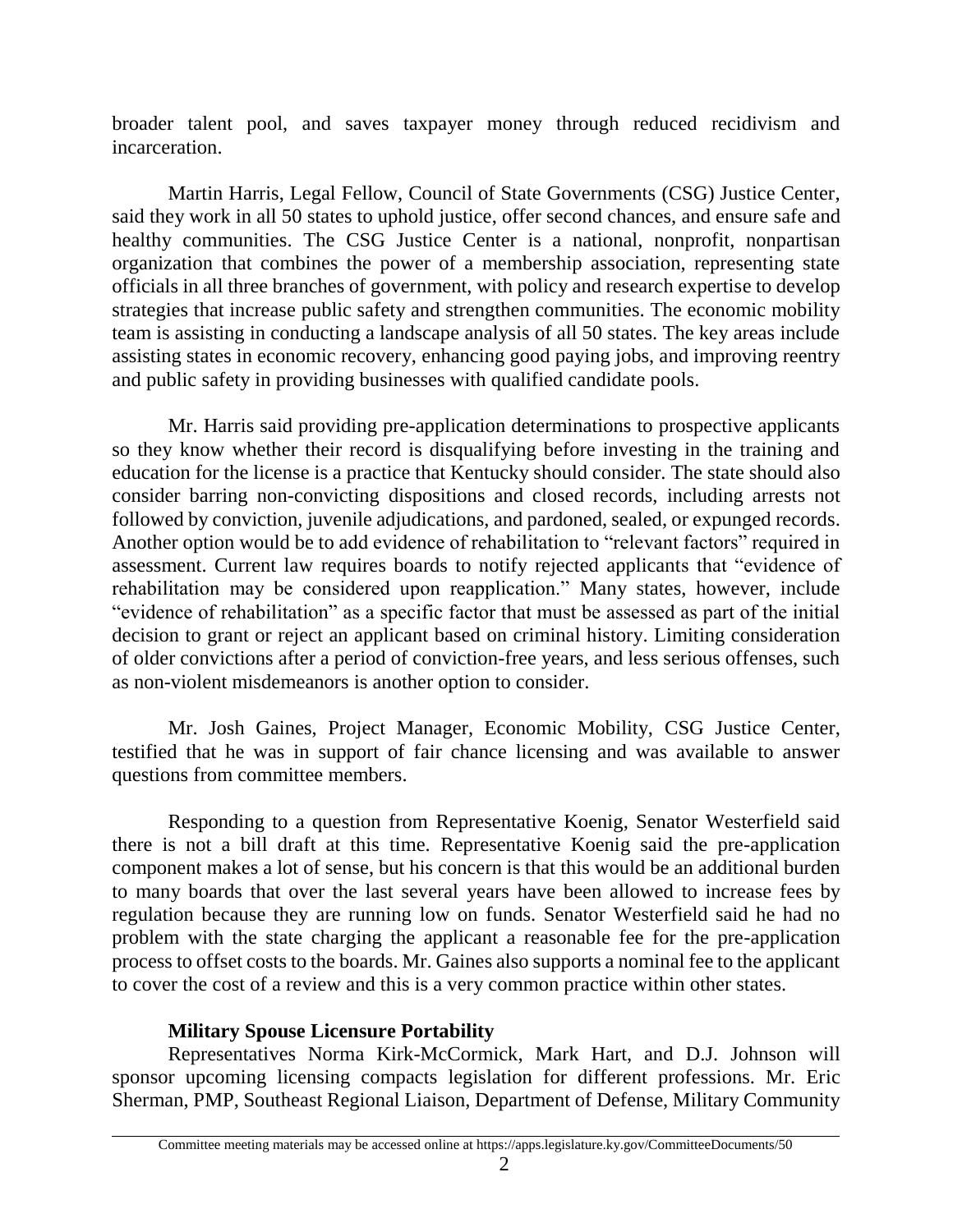broader talent pool, and saves taxpayer money through reduced recidivism and incarceration.

Martin Harris, Legal Fellow, Council of State Governments (CSG) Justice Center, said they work in all 50 states to uphold justice, offer second chances, and ensure safe and healthy communities. The CSG Justice Center is a national, nonprofit, nonpartisan organization that combines the power of a membership association, representing state officials in all three branches of government, with policy and research expertise to develop strategies that increase public safety and strengthen communities. The economic mobility team is assisting in conducting a landscape analysis of all 50 states. The key areas include assisting states in economic recovery, enhancing good paying jobs, and improving reentry and public safety in providing businesses with qualified candidate pools.

Mr. Harris said providing pre-application determinations to prospective applicants so they know whether their record is disqualifying before investing in the training and education for the license is a practice that Kentucky should consider. The state should also consider barring non-convicting dispositions and closed records, including arrests not followed by conviction, juvenile adjudications, and pardoned, sealed, or expunged records. Another option would be to add evidence of rehabilitation to "relevant factors" required in assessment. Current law requires boards to notify rejected applicants that "evidence of rehabilitation may be considered upon reapplication." Many states, however, include "evidence of rehabilitation" as a specific factor that must be assessed as part of the initial decision to grant or reject an applicant based on criminal history. Limiting consideration of older convictions after a period of conviction-free years, and less serious offenses, such as non-violent misdemeanors is another option to consider.

Mr. Josh Gaines, Project Manager, Economic Mobility, CSG Justice Center, testified that he was in support of fair chance licensing and was available to answer questions from committee members.

Responding to a question from Representative Koenig, Senator Westerfield said there is not a bill draft at this time. Representative Koenig said the pre-application component makes a lot of sense, but his concern is that this would be an additional burden to many boards that over the last several years have been allowed to increase fees by regulation because they are running low on funds. Senator Westerfield said he had no problem with the state charging the applicant a reasonable fee for the pre-application process to offset costs to the boards. Mr. Gaines also supports a nominal fee to the applicant to cover the cost of a review and this is a very common practice within other states.

**Military Spouse Licensure Portability**

Representatives Norma Kirk-McCormick, Mark Hart, and D.J. Johnson will sponsor upcoming licensing compacts legislation for different professions. Mr. Eric Sherman, PMP, Southeast Regional Liaison, Department of Defense, Military Community

Committee meeting materials may be accessed online at https://apps.legislature.ky.gov/CommitteeDocuments/50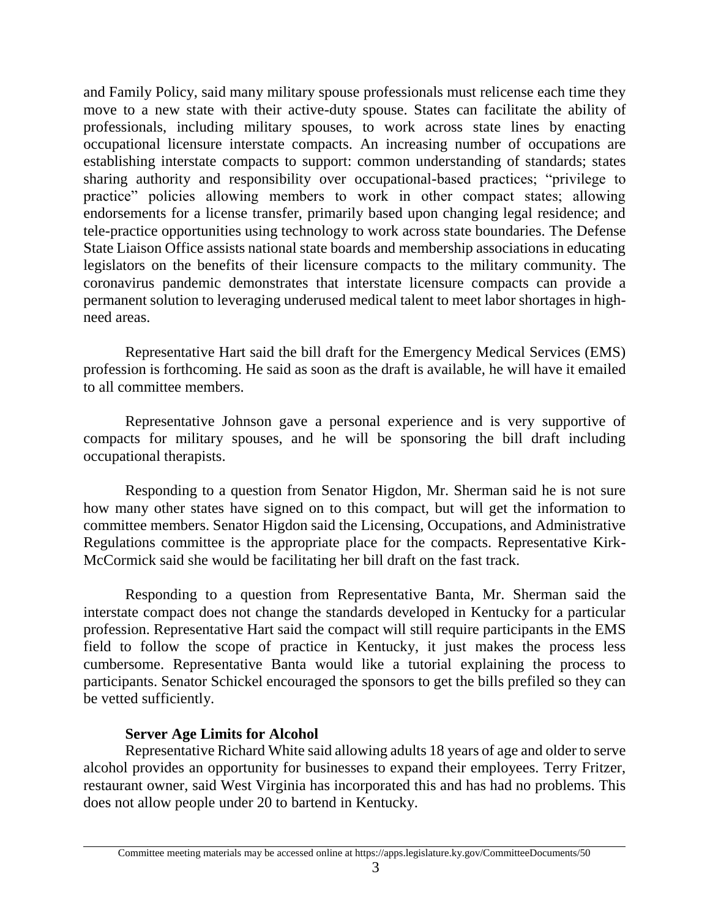and Family Policy, said many military spouse professionals must relicense each time they move to a new state with their active-duty spouse. States can facilitate the ability of professionals, including military spouses, to work across state lines by enacting occupational licensure interstate compacts. An increasing number of occupations are establishing interstate compacts to support: common understanding of standards; states sharing authority and responsibility over occupational-based practices; "privilege to practice" policies allowing members to work in other compact states; allowing endorsements for a license transfer, primarily based upon changing legal residence; and tele-practice opportunities using technology to work across state boundaries. The Defense State Liaison Office assists national state boards and membership associations in educating legislators on the benefits of their licensure compacts to the military community. The coronavirus pandemic demonstrates that interstate licensure compacts can provide a permanent solution to leveraging underused medical talent to meet labor shortages in high-need areas.

Representative Hart said the bill draft for the Emergency Medical Services (EMS) profession is forthcoming. He said as soon as the draft is available, he will have it emailed to all committee members.

Representative Johnson gave a personal experience and is very supportive of compacts for military spouses, and he will be sponsoring the bill draft including occupational therapists.

Responding to a question from Senator Higdon, Mr. Sherman said he is not sure how many other states have signed on to this compact, but will get the information to committee members. Senator Higdon said the Licensing, Occupations, and Administrative Regulations committee is the appropriate place for the compacts. Representative Kirk-McCormick said she would be facilitating her bill draft on the fast track.

Responding to a question from Representative Banta, Mr. Sherman said the interstate compact does not change the standards developed in Kentucky for a particular profession. Representative Hart said the compact will still require participants in the EMS field to follow the scope of practice in Kentucky, it just makes the process less cumbersome. Representative Banta would like a tutorial explaining the process to participants. Senator Schickel encouraged the sponsors to get the bills prefiled so they can be vetted sufficiently.

**Server Age Limits for Alcohol**

Representative Richard White said allowing adults 18 years of age and older to serve alcohol provides an opportunity for businesses to expand their employees. Terry Fritzer, restaurant owner, said West Virginia has incorporated this and has had no problems. This does not allow people under 20 to bartend in Kentucky.

Committee meeting materials may be accessed online at https://apps.legislature.ky.gov/CommitteeDocuments/50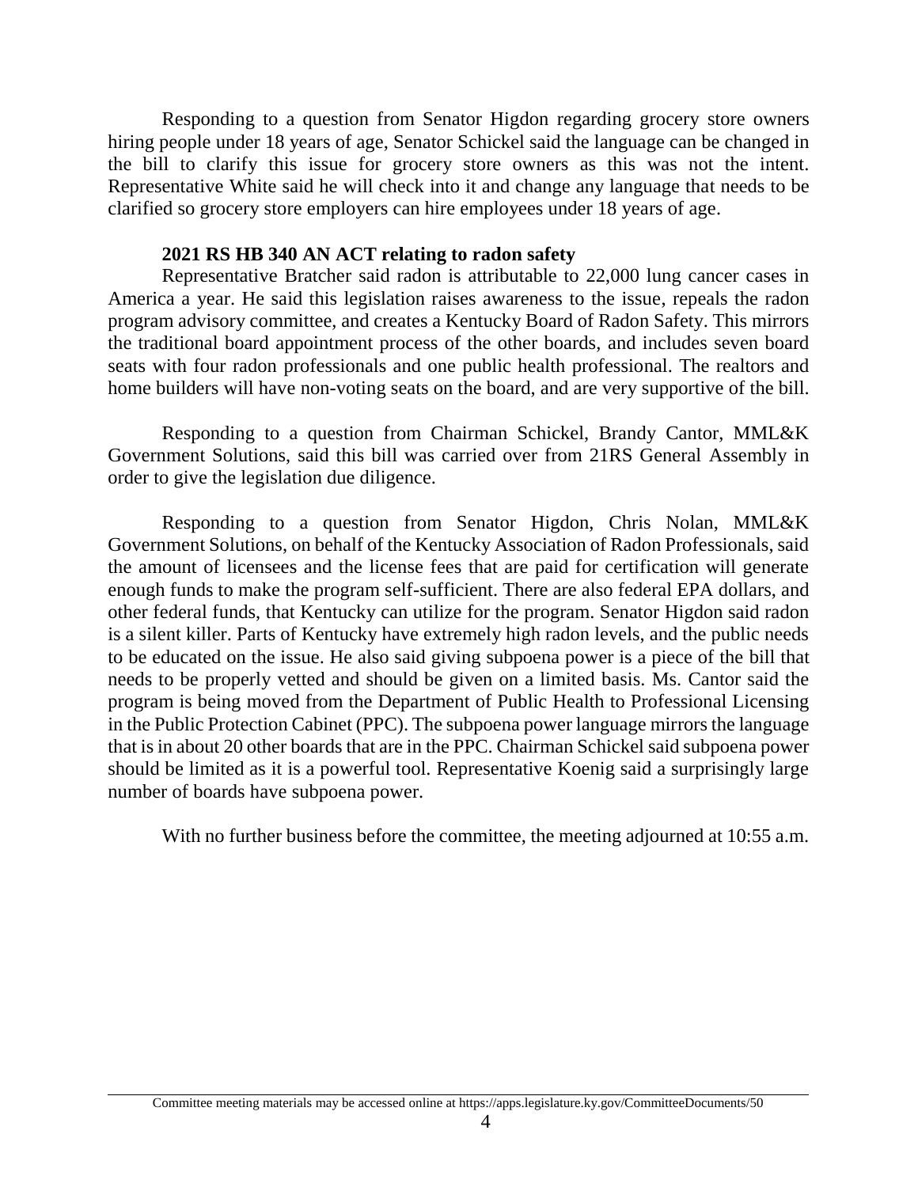Responding to a question from Senator Higdon regarding grocery store owners hiring people under 18 years of age, Senator Schickel said the language can be changed in the bill to clarify this issue for grocery store owners as this was not the intent. Representative White said he will check into it and change any language that needs to be clarified so grocery store employers can hire employees under 18 years of age.

**2021 RS HB 340 AN ACT relating to radon safety**

Representative Bratcher said radon is attributable to 22,000 lung cancer cases in America a year. He said this legislation raises awareness to the issue, repeals the radon program advisory committee, and creates a Kentucky Board of Radon Safety. This mirrors the traditional board appointment process of the other boards, and includes seven board seats with four radon professionals and one public health professional. The realtors and home builders will have non-voting seats on the board, and are very supportive of the bill.

Responding to a question from Chairman Schickel, Brandy Cantor, MML&K Government Solutions, said this bill was carried over from 21RS General Assembly in order to give the legislation due diligence.

Responding to a question from Senator Higdon, Chris Nolan, MML&K Government Solutions, on behalf of the Kentucky Association of Radon Professionals, said the amount of licensees and the license fees that are paid for certification will generate enough funds to make the program self-sufficient. There are also federal EPA dollars, and other federal funds, that Kentucky can utilize for the program. Senator Higdon said radon is a silent killer. Parts of Kentucky have extremely high radon levels, and the public needs to be educated on the issue. He also said giving subpoena power is a piece of the bill that needs to be properly vetted and should be given on a limited basis. Ms. Cantor said the program is being moved from the Department of Public Health to Professional Licensing in the Public Protection Cabinet (PPC). The subpoena power language mirrors the language that is in about 20 other boards that are in the PPC. Chairman Schickel said subpoena power should be limited as it is a powerful tool. Representative Koenig said a surprisingly large number of boards have subpoena power.

With no further business before the committee, the meeting adjourned at 10:55 a.m.